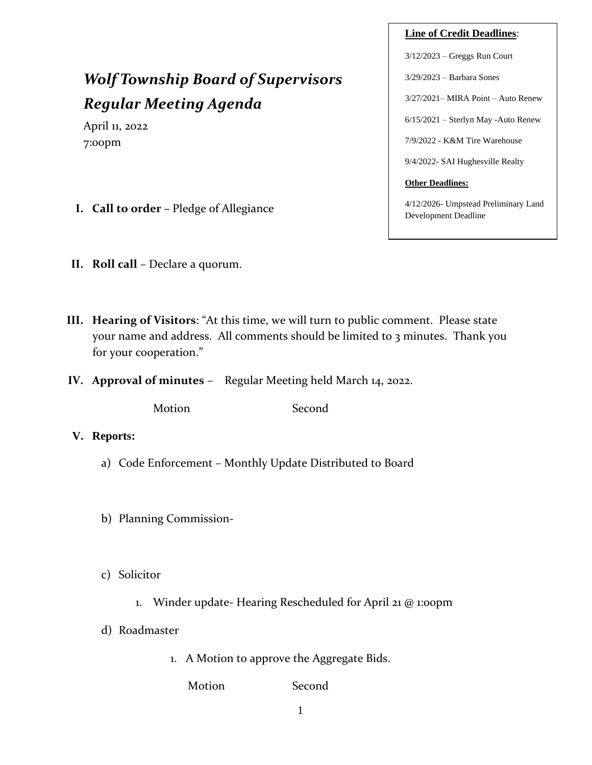# *Wolf Township Board of Supervisors*
# *Regular Meeting Agenda*

April 11, 2022
7:00pm

**Line of Credit Deadlines**:

3/12/2023 – Greggs Run Court

3/29/2023 – Barbara Sones

3/27/2021– MIRA Point – Auto Renew

6/15/2021 – Sterlyn May -Auto Renew

7/9/2022 - K&M Tire Warehouse

9/4/2022- SAI Hughesville Realty

**Other Deadlines:**

4/12/2026- Umpstead Preliminary Land Development Deadline

I. **Call to order** – Pledge of Allegiance

II. **Roll call** – Declare a quorum.

III. **Hearing of Visitors**: "At this time, we will turn to public comment. Please state your name and address. All comments should be limited to 3 minutes. Thank you for your cooperation."

IV. **Approval of minutes** – Regular Meeting held March 14, 2022.

Motion Second

V. **Reports:**

a) Code Enforcement – Monthly Update Distributed to Board

b) Planning Commission-

c) Solicitor

1. Winder update- Hearing Rescheduled for April 21 @ 1:00pm

d) Roadmaster

1. A Motion to approve the Aggregate Bids.

Motion Second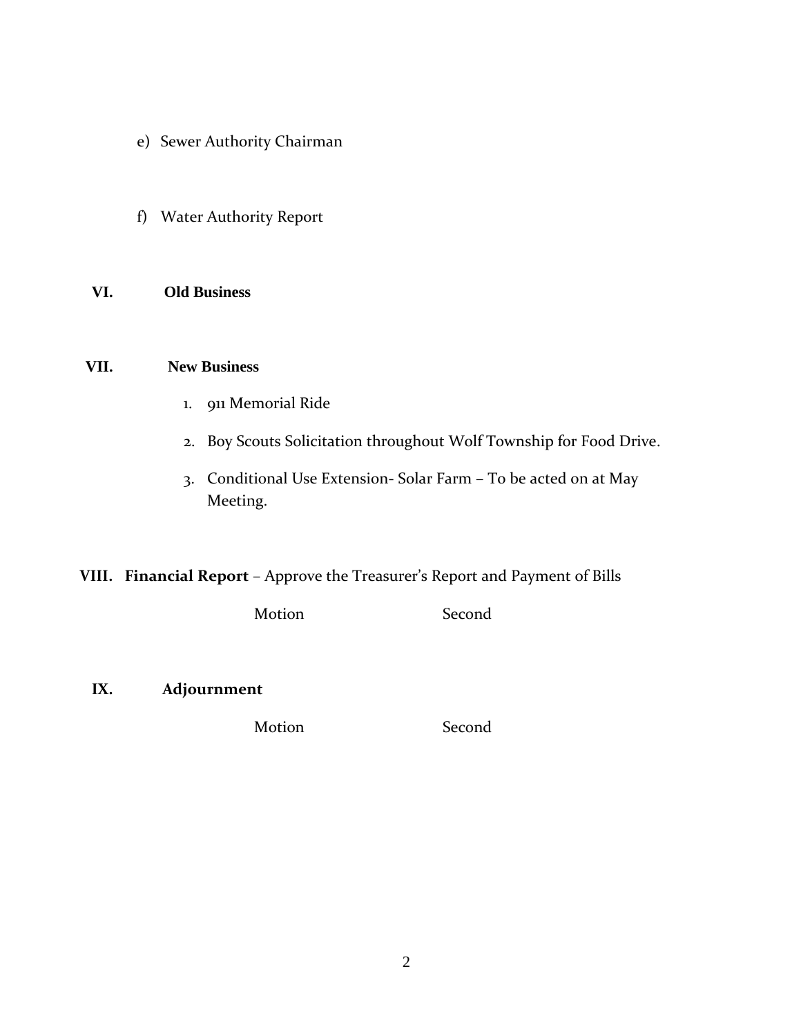e) Sewer Authority Chairman

f) Water Authority Report

## VI. Old Business

## VII. New Business

1. 911 Memorial Ride
2. Boy Scouts Solicitation throughout Wolf Township for Food Drive.
3. Conditional Use Extension- Solar Farm – To be acted on at May Meeting.

## VIII. Financial Report – Approve the Treasurer's Report and Payment of Bills

Motion Second

## IX. Adjournment

Motion Second